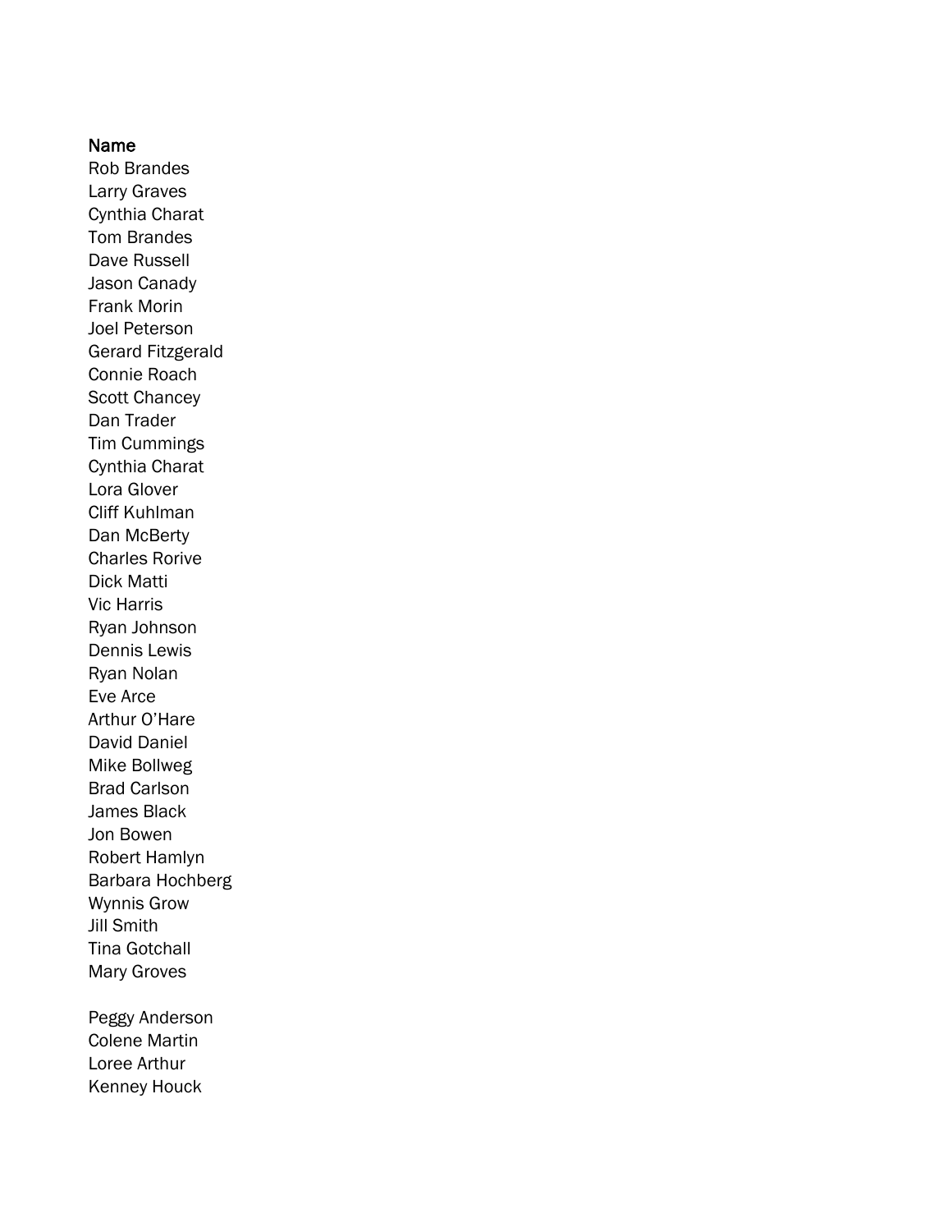**Name**

Rob Brandes
Larry Graves
Cynthia Charat
Tom Brandes
Dave Russell
Jason Canady
Frank Morin
Joel Peterson
Gerard Fitzgerald
Connie Roach
Scott Chancey
Dan Trader
Tim Cummings
Cynthia Charat
Lora Glover
Cliff Kuhlman
Dan McBerty
Charles Rorive
Dick Matti
Vic Harris
Ryan Johnson
Dennis Lewis
Ryan Nolan
Eve Arce
Arthur O'Hare
David Daniel
Mike Bollweg
Brad Carlson
James Black
Jon Bowen
Robert Hamlyn
Barbara Hochberg
Wynnis Grow
Jill Smith
Tina Gotchall
Mary Groves

Peggy Anderson
Colene Martin
Loree Arthur
Kenney Houck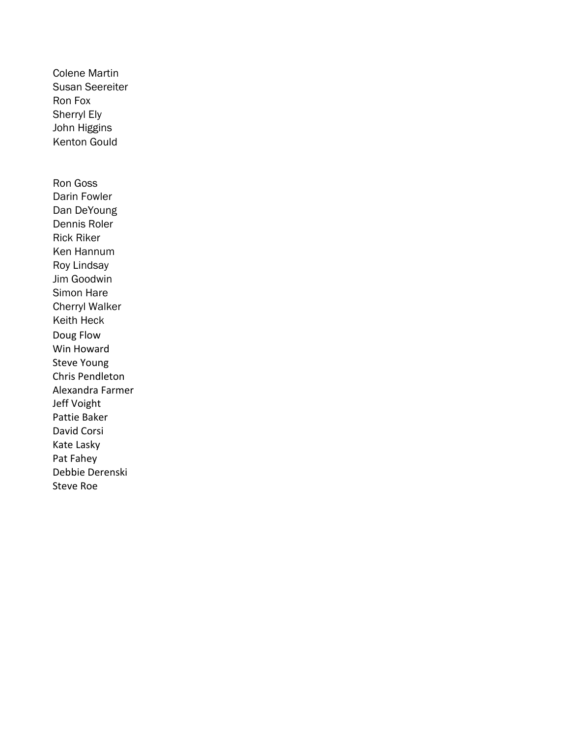Colene Martin
Susan Seereiter
Ron Fox
Sherryl Ely
John Higgins
Kenton Gould

Ron Goss
Darin Fowler
Dan DeYoung
Dennis Roler
Rick Riker
Ken Hannum
Roy Lindsay
Jim Goodwin
Simon Hare
Cherryl Walker
Keith Heck
Doug Flow
Win Howard
Steve Young
Chris Pendleton
Alexandra Farmer
Jeff Voight
Pattie Baker
David Corsi
Kate Lasky
Pat Fahey
Debbie Derenski
Steve Roe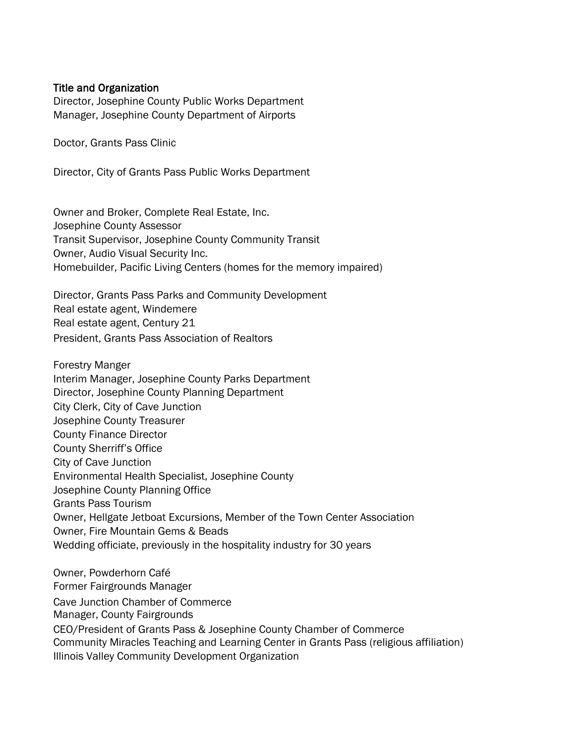**Title and Organization**

Director, Josephine County Public Works Department
Manager, Josephine County Department of Airports

Doctor, Grants Pass Clinic

Director, City of Grants Pass Public Works Department

Owner and Broker, Complete Real Estate, Inc.
Josephine County Assessor
Transit Supervisor, Josephine County Community Transit
Owner, Audio Visual Security Inc.
Homebuilder, Pacific Living Centers (homes for the memory impaired)

Director, Grants Pass Parks and Community Development
Real estate agent, Windemere
Real estate agent, Century 21
President, Grants Pass Association of Realtors

Forestry Manger
Interim Manager, Josephine County Parks Department
Director, Josephine County Planning Department
City Clerk, City of Cave Junction
Josephine County Treasurer
County Finance Director
County Sherriff's Office
City of Cave Junction
Environmental Health Specialist, Josephine County
Josephine County Planning Office
Grants Pass Tourism
Owner, Hellgate Jetboat Excursions, Member of the Town Center Association
Owner, Fire Mountain Gems & Beads
Wedding officiate, previously in the hospitality industry for 30 years

Owner, Powderhorn Café
Former Fairgrounds Manager
Cave Junction Chamber of Commerce
Manager, County Fairgrounds
CEO/President of Grants Pass & Josephine County Chamber of Commerce
Community Miracles Teaching and Learning Center in Grants Pass (religious affiliation)
Illinois Valley Community Development Organization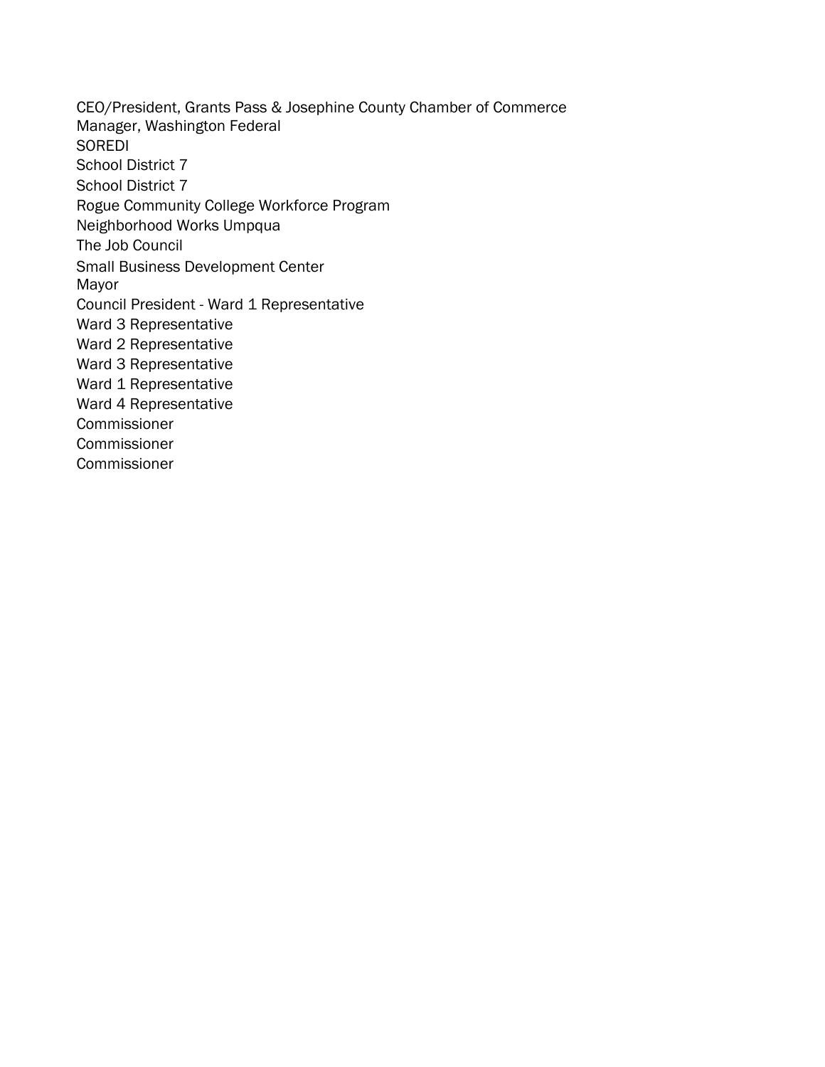CEO/President, Grants Pass & Josephine County Chamber of Commerce
Manager, Washington Federal
SOREDI
School District 7
School District 7
Rogue Community College Workforce Program
Neighborhood Works Umpqua
The Job Council
Small Business Development Center
Mayor
Council President - Ward 1 Representative
Ward 3 Representative
Ward 2 Representative
Ward 3 Representative
Ward 1 Representative
Ward 4 Representative
Commissioner
Commissioner
Commissioner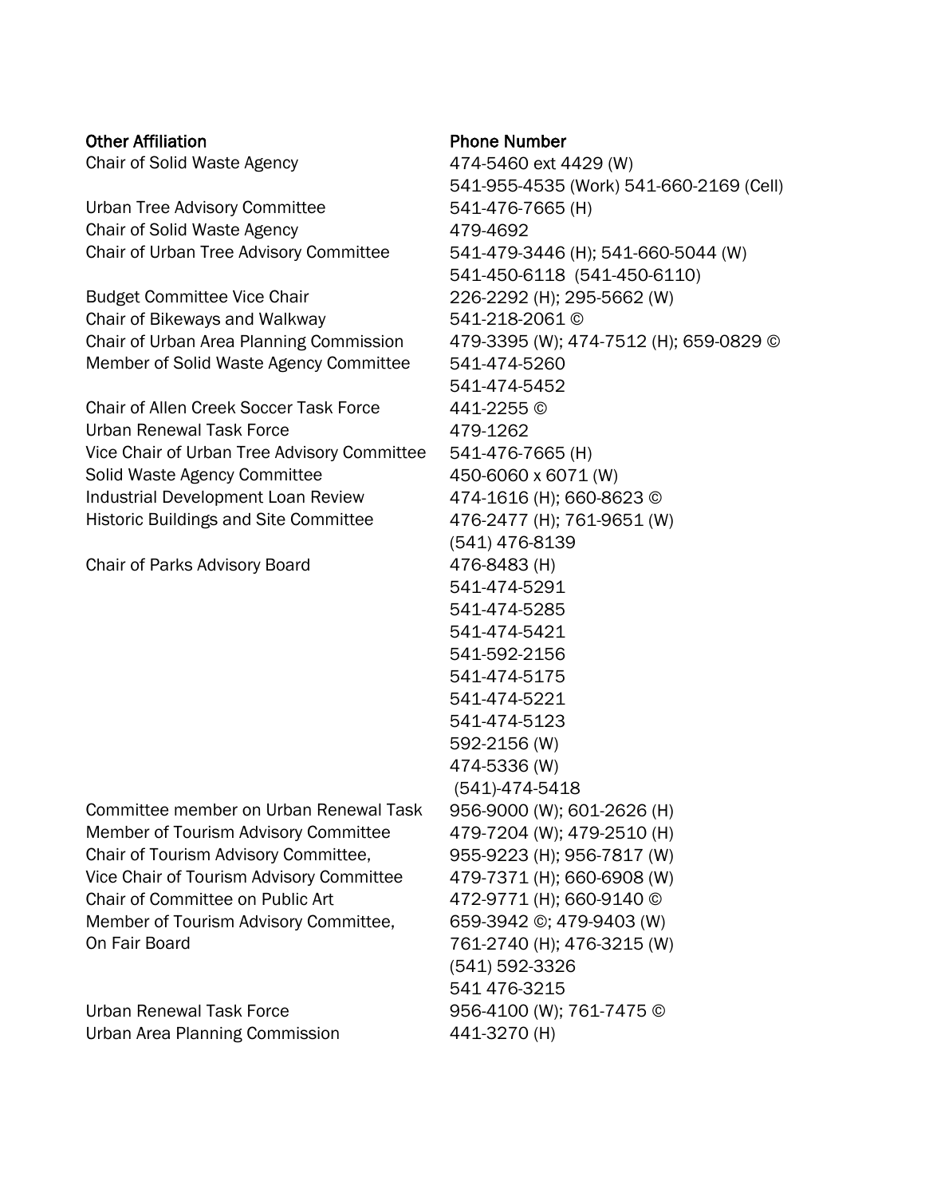| Other Affiliation | Phone Number |
|---|---|
| Chair of Solid Waste Agency | 474-5460 ext 4429 (W) |
| | 541-955-4535 (Work) 541-660-2169 (Cell) |
| Urban Tree Advisory Committee | 541-476-7665 (H) |
| Chair of Solid Waste Agency | 479-4692 |
| Chair of Urban Tree Advisory Committee | 541-479-3446 (H); 541-660-5044 (W) |
| | 541-450-6118 (541-450-6110) |
| Budget Committee Vice Chair | 226-2292 (H); 295-5662 (W) |
| Chair of Bikeways and Walkway | 541-218-2061 © |
| Chair of Urban Area Planning Commission | 479-3395 (W); 474-7512 (H); 659-0829 © |
| Member of Solid Waste Agency Committee | 541-474-5260 |
| | 541-474-5452 |
| Chair of Allen Creek Soccer Task Force | 441-2255 © |
| Urban Renewal Task Force | 479-1262 |
| Vice Chair of Urban Tree Advisory Committee | 541-476-7665 (H) |
| Solid Waste Agency Committee | 450-6060 x 6071 (W) |
| Industrial Development Loan Review | 474-1616 (H); 660-8623 © |
| Historic Buildings and Site Committee | 476-2477 (H); 761-9651 (W) |
| | (541) 476-8139 |
| Chair of Parks Advisory Board | 476-8483 (H) |
| | 541-474-5291 |
| | 541-474-5285 |
| | 541-474-5421 |
| | 541-592-2156 |
| | 541-474-5175 |
| | 541-474-5221 |
| | 541-474-5123 |
| | 592-2156 (W) |
| | 474-5336 (W) |
| | (541)-474-5418 |
| Committee member on Urban Renewal Task | 956-9000 (W); 601-2626 (H) |
| Member of Tourism Advisory Committee | 479-7204 (W); 479-2510 (H) |
| Chair of Tourism Advisory Committee, | 955-9223 (H); 956-7817 (W) |
| Vice Chair of Tourism Advisory Committee | 479-7371 (H); 660-6908 (W) |
| Chair of Committee on Public Art | 472-9771 (H); 660-9140 © |
| Member of Tourism Advisory Committee, | 659-3942 ©; 479-9403 (W) |
| On Fair Board | 761-2740 (H); 476-3215 (W) |
| | (541) 592-3326 |
| | 541 476-3215 |
| Urban Renewal Task Force | 956-4100 (W); 761-7475 © |
| Urban Area Planning Commission | 441-3270 (H) |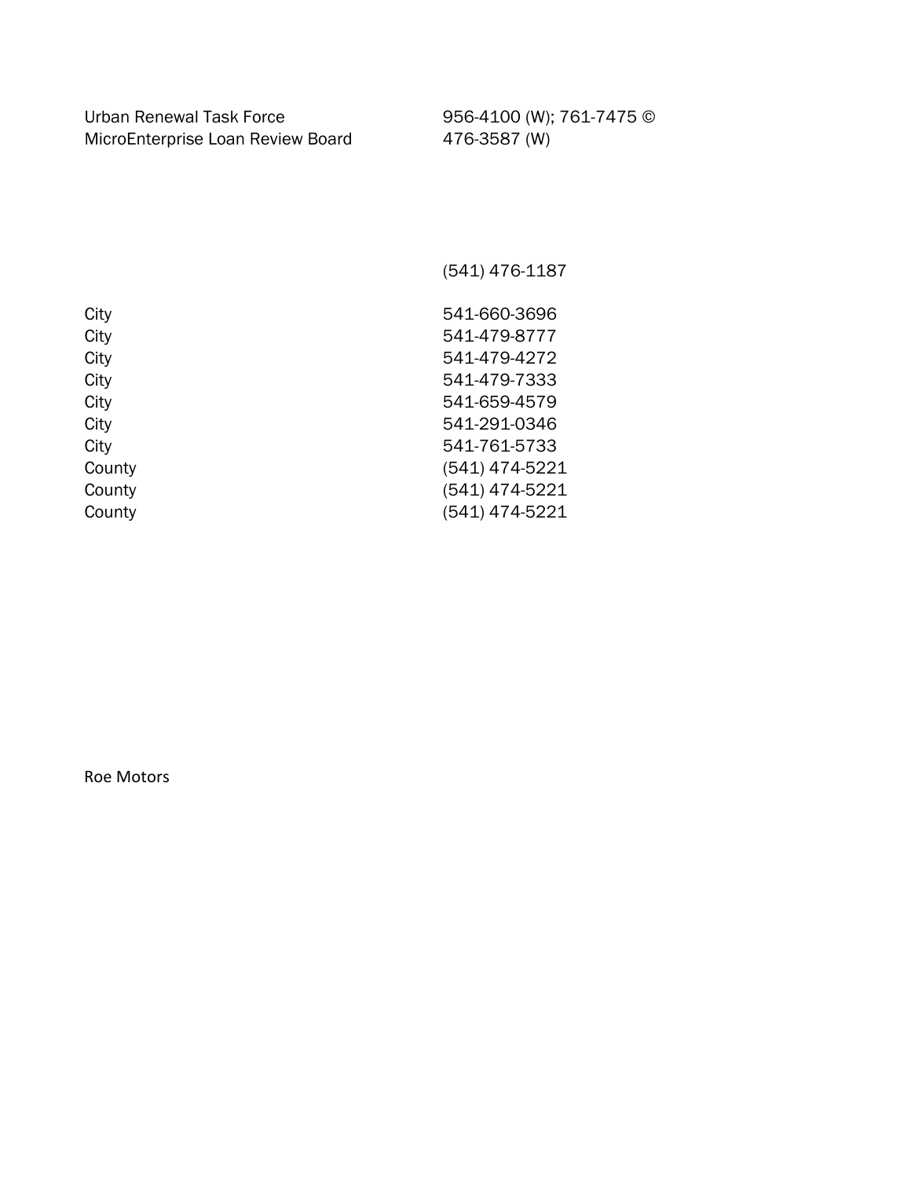| | |
|---|---|
| Urban Renewal Task Force | 956-4100 (W); 761-7475 © |
| MicroEnterprise Loan Review Board | 476-3587 (W) |
| | |
| | (541) 476-1187 |
| | |
| City | 541-660-3696 |
| City | 541-479-8777 |
| City | 541-479-4272 |
| City | 541-479-7333 |
| City | 541-659-4579 |
| City | 541-291-0346 |
| City | 541-761-5733 |
| County | (541) 474-5221 |
| County | (541) 474-5221 |
| County | (541) 474-5221 |

Roe Motors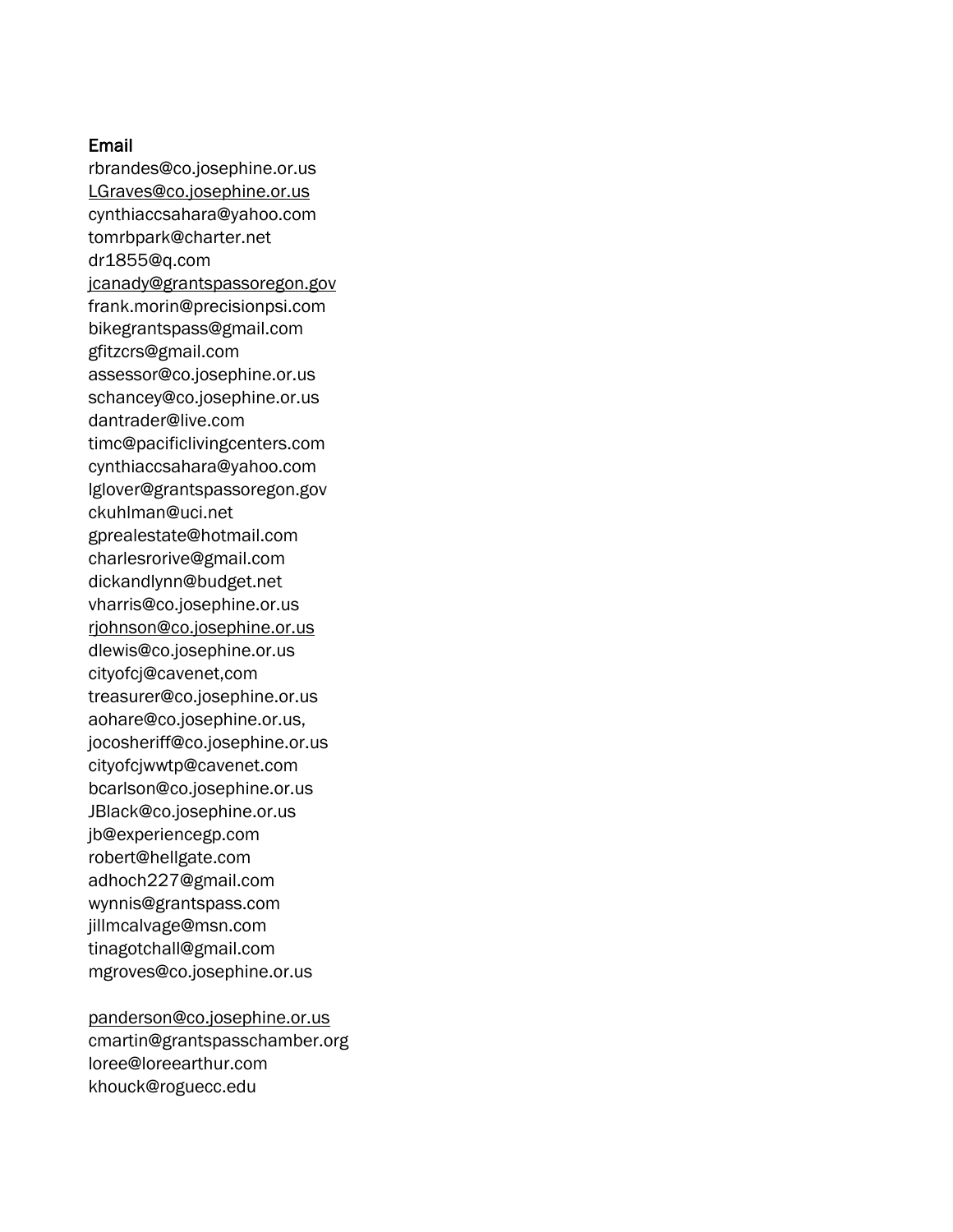**Email**

rbrandes@co.josephine.or.us
LGraves@co.josephine.or.us
cynthiaccsahara@yahoo.com
tomrbpark@charter.net
dr1855@q.com
jcanady@grantspassoregon.gov
frank.morin@precisionpsi.com
bikegrantspass@gmail.com
gfitzcrs@gmail.com
assessor@co.josephine.or.us
schancey@co.josephine.or.us
dantrader@live.com
timc@pacificlivingcenters.com
cynthiaccsahara@yahoo.com
lglover@grantspassoregon.gov
ckuhlman@uci.net
gprealestate@hotmail.com
charlesrorive@gmail.com
dickandlynn@budget.net
vharris@co.josephine.or.us
rjohnson@co.josephine.or.us
dlewis@co.josephine.or.us
cityofcj@cavenet,com
treasurer@co.josephine.or.us
aohare@co.josephine.or.us,
jocosheriff@co.josephine.or.us
cityofcjwwtp@cavenet.com
bcarlson@co.josephine.or.us
JBlack@co.josephine.or.us
jb@experiencegp.com
robert@hellgate.com
adhoch227@gmail.com
wynnis@grantspass.com
jillmcalvage@msn.com
tinagotchall@gmail.com
mgroves@co.josephine.or.us

panderson@co.josephine.or.us
cmartin@grantspasschamber.org
loree@loreearthur.com
khouck@roguecc.edu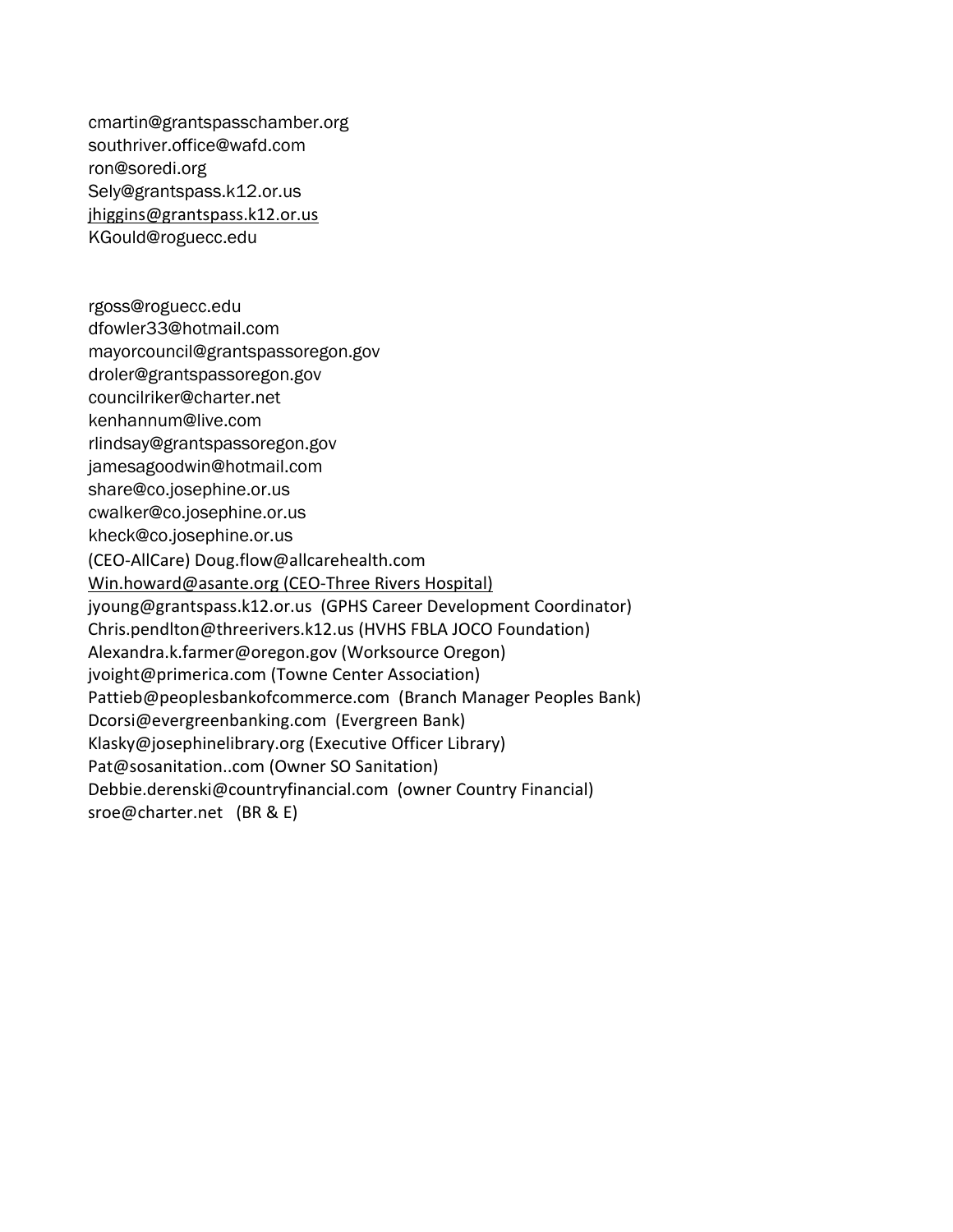cmartin@grantspasschamber.org
southriver.office@wafd.com
ron@soredi.org
Sely@grantspass.k12.or.us
jhiggins@grantspass.k12.or.us
KGould@roguecc.edu

rgoss@roguecc.edu
dfowler33@hotmail.com
mayorcouncil@grantspassoregon.gov
droler@grantspassoregon.gov
councilriker@charter.net
kenhannum@live.com
rlindsay@grantspassoregon.gov
jamesagoodwin@hotmail.com
share@co.josephine.or.us
cwalker@co.josephine.or.us
kheck@co.josephine.or.us
(CEO-AllCare) Doug.flow@allcarehealth.com
Win.howard@asante.org (CEO-Three Rivers Hospital)
jyoung@grantspass.k12.or.us (GPHS Career Development Coordinator)
Chris.pendlton@threerivers.k12.us (HVHS FBLA JOCO Foundation)
Alexandra.k.farmer@oregon.gov (Worksource Oregon)
jvoight@primerica.com (Towne Center Association)
Pattieb@peoplesbankofcommerce.com (Branch Manager Peoples Bank)
Dcorsi@evergreenbanking.com (Evergreen Bank)
Klasky@josephinelibrary.org (Executive Officer Library)
Pat@sosanitation..com (Owner SO Sanitation)
Debbie.derenski@countryfinancial.com (owner Country Financial)
sroe@charter.net (BR & E)